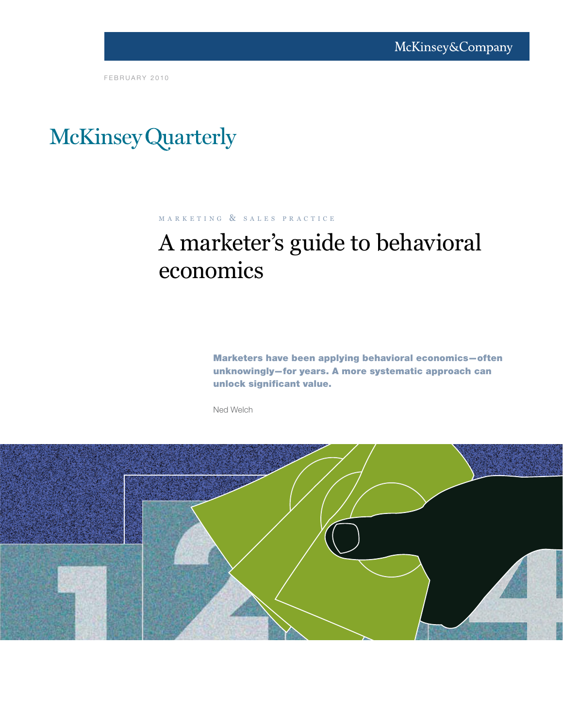McKinsey&Company

FEBRUARY 2010

McKinsey Quarterly

MARKETING & SALES PRACTICE

# A marketer's guide to behavioral economics

**Marketers have been applying behavioral economics—often unknowingly—for years. A more systematic approach can unlock significant value.**

Ned Welch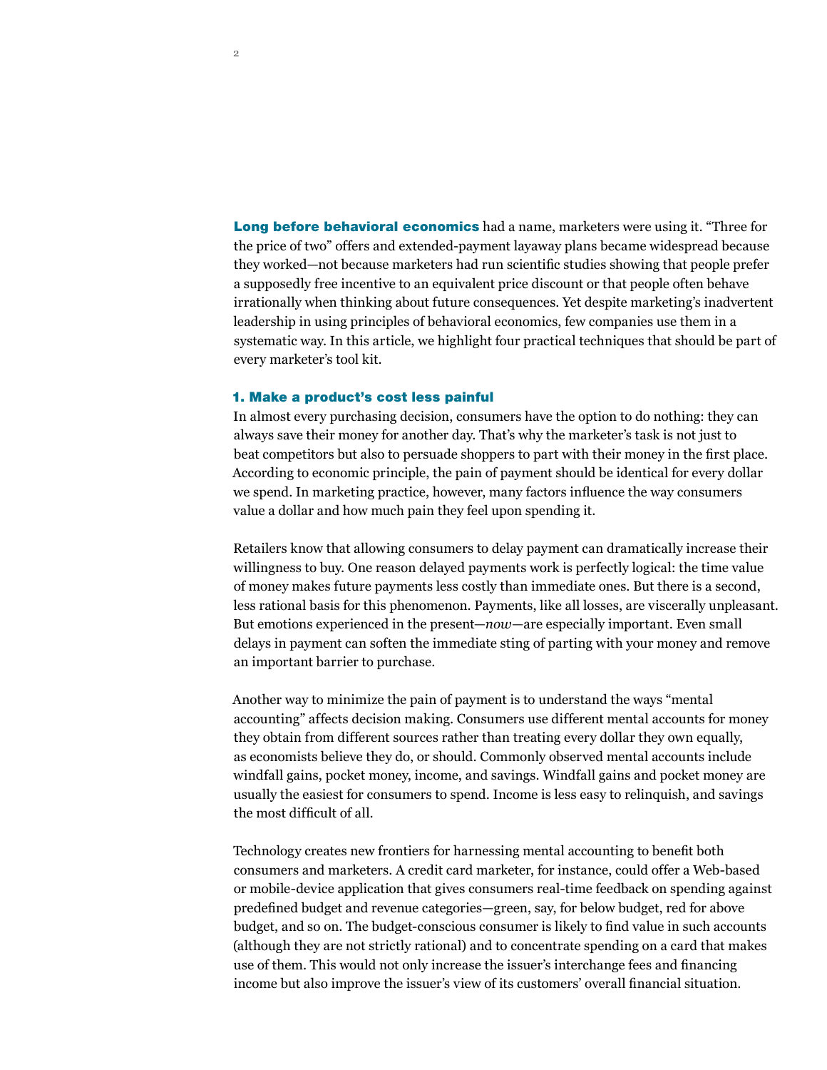**Long before behavioral economics** had a name, marketers were using it. "Three for the price of two" offers and extended-payment layaway plans became widespread because they worked—not because marketers had run scientific studies showing that people prefer a supposedly free incentive to an equivalent price discount or that people often behave irrationally when thinking about future consequences. Yet despite marketing's inadvertent leadership in using principles of behavioral economics, few companies use them in a systematic way. In this article, we highlight four practical techniques that should be part of every marketer's tool kit.

### 1. Make a product's cost less painful

In almost every purchasing decision, consumers have the option to do nothing: they can always save their money for another day. That's why the marketer's task is not just to beat competitors but also to persuade shoppers to part with their money in the first place. According to economic principle, the pain of payment should be identical for every dollar we spend. In marketing practice, however, many factors influence the way consumers value a dollar and how much pain they feel upon spending it.

Retailers know that allowing consumers to delay payment can dramatically increase their willingness to buy. One reason delayed payments work is perfectly logical: the time value of money makes future payments less costly than immediate ones. But there is a second, less rational basis for this phenomenon. Payments, like all losses, are viscerally unpleasant. But emotions experienced in the present—*now*—are especially important. Even small delays in payment can soften the immediate sting of parting with your money and remove an important barrier to purchase.

Another way to minimize the pain of payment is to understand the ways "mental accounting" affects decision making. Consumers use different mental accounts for money they obtain from different sources rather than treating every dollar they own equally, as economists believe they do, or should. Commonly observed mental accounts include windfall gains, pocket money, income, and savings. Windfall gains and pocket money are usually the easiest for consumers to spend. Income is less easy to relinquish, and savings the most difficult of all.

Technology creates new frontiers for harnessing mental accounting to benefit both consumers and marketers. A credit card marketer, for instance, could offer a Web-based or mobile-device application that gives consumers real-time feedback on spending against predefined budget and revenue categories—green, say, for below budget, red for above budget, and so on. The budget-conscious consumer is likely to find value in such accounts (although they are not strictly rational) and to concentrate spending on a card that makes use of them. This would not only increase the issuer's interchange fees and financing income but also improve the issuer's view of its customers' overall financial situation.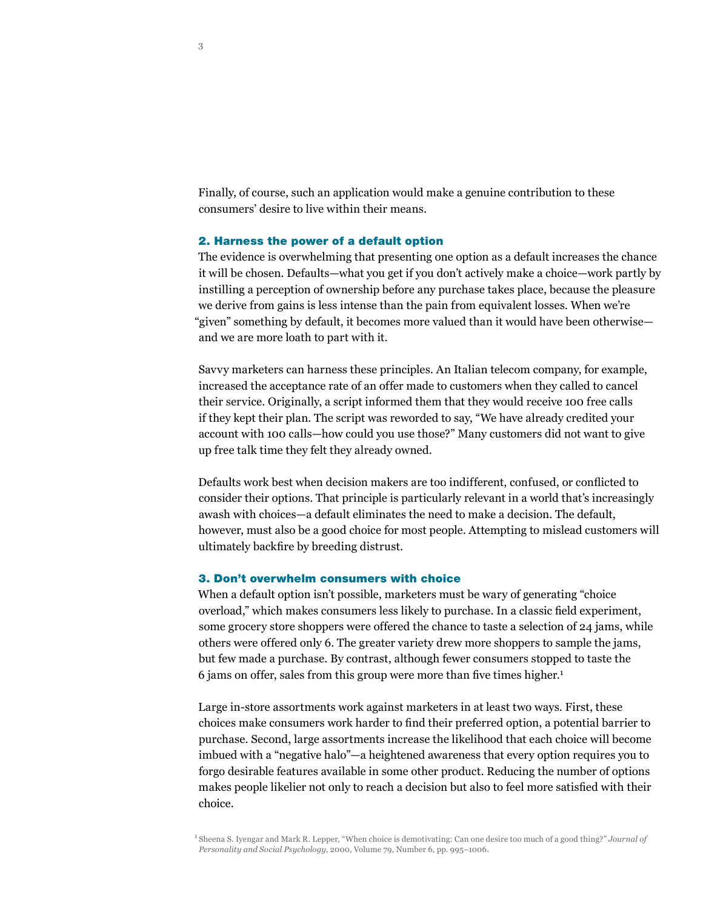Finally, of course, such an application would make a genuine contribution to these consumers' desire to live within their means.

## 2. Harness the power of a default option

The evidence is overwhelming that presenting one option as a default increases the chance it will be chosen. Defaults—what you get if you don't actively make a choice—work partly by instilling a perception of ownership before any purchase takes place, because the pleasure we derive from gains is less intense than the pain from equivalent losses. When we're "given" something by default, it becomes more valued than it would have been otherwise—and we are more loath to part with it.

Savvy marketers can harness these principles. An Italian telecom company, for example, increased the acceptance rate of an offer made to customers when they called to cancel their service. Originally, a script informed them that they would receive 100 free calls if they kept their plan. The script was reworded to say, "We have already credited your account with 100 calls—how could you use those?" Many customers did not want to give up free talk time they felt they already owned.

Defaults work best when decision makers are too indifferent, confused, or conflicted to consider their options. That principle is particularly relevant in a world that's increasingly awash with choices—a default eliminates the need to make a decision. The default, however, must also be a good choice for most people. Attempting to mislead customers will ultimately backfire by breeding distrust.

## 3. Don't overwhelm consumers with choice

When a default option isn't possible, marketers must be wary of generating "choice overload," which makes consumers less likely to purchase. In a classic field experiment, some grocery store shoppers were offered the chance to taste a selection of 24 jams, while others were offered only 6. The greater variety drew more shoppers to sample the jams, but few made a purchase. By contrast, although fewer consumers stopped to taste the 6 jams on offer, sales from this group were more than five times higher.[1]

Large in-store assortments work against marketers in at least two ways. First, these choices make consumers work harder to find their preferred option, a potential barrier to purchase. Second, large assortments increase the likelihood that each choice will become imbued with a "negative halo"—a heightened awareness that every option requires you to forgo desirable features available in some other product. Reducing the number of options makes people likelier not only to reach a decision but also to feel more satisfied with their choice.

[1] Sheena S. Iyengar and Mark R. Lepper, "When choice is demotivating: Can one desire too much of a good thing?" *Journal of Personality and Social Psychology*, 2000, Volume 79, Number 6, pp. 995–1006.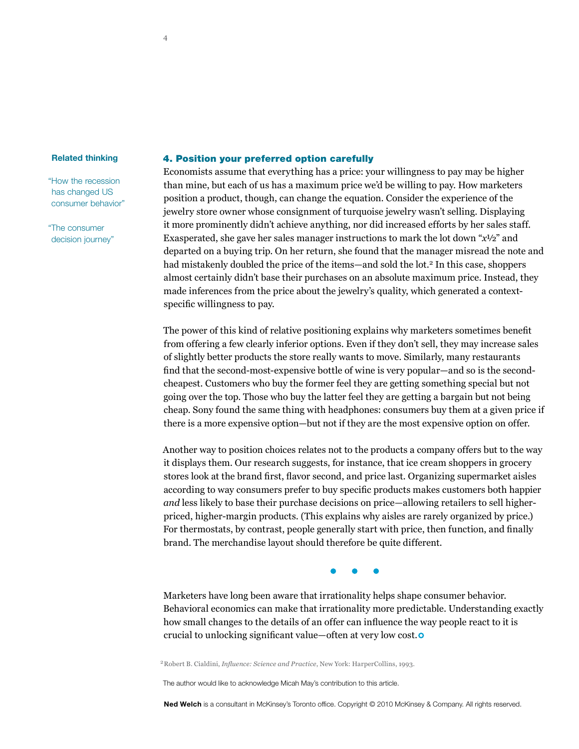**Related thinking**

"How the recession has changed US consumer behavior"

"The consumer decision journey"

## 4. Position your preferred option carefully

Economists assume that everything has a price: your willingness to pay may be higher than mine, but each of us has a maximum price we'd be willing to pay. How marketers position a product, though, can change the equation. Consider the experience of the jewelry store owner whose consignment of turquoise jewelry wasn't selling. Displaying it more prominently didn't achieve anything, nor did increased efforts by her sales staff. Exasperated, she gave her sales manager instructions to mark the lot down "*x*½" and departed on a buying trip. On her return, she found that the manager misread the note and had mistakenly doubled the price of the items—and sold the lot.[2] In this case, shoppers almost certainly didn't base their purchases on an absolute maximum price. Instead, they made inferences from the price about the jewelry's quality, which generated a context-specific willingness to pay.

The power of this kind of relative positioning explains why marketers sometimes benefit from offering a few clearly inferior options. Even if they don't sell, they may increase sales of slightly better products the store really wants to move. Similarly, many restaurants find that the second-most-expensive bottle of wine is very popular—and so is the second-cheapest. Customers who buy the former feel they are getting something special but not going over the top. Those who buy the latter feel they are getting a bargain but not being cheap. Sony found the same thing with headphones: consumers buy them at a given price if there is a more expensive option—but not if they are the most expensive option on offer.

Another way to position choices relates not to the products a company offers but to the way it displays them. Our research suggests, for instance, that ice cream shoppers in grocery stores look at the brand first, flavor second, and price last. Organizing supermarket aisles according to way consumers prefer to buy specific products makes customers both happier *and* less likely to base their purchase decisions on price—allowing retailers to sell higher-priced, higher-margin products. (This explains why aisles are rarely organized by price.) For thermostats, by contrast, people generally start with price, then function, and finally brand. The merchandise layout should therefore be quite different.

• • •

Marketers have long been aware that irrationality helps shape consumer behavior. Behavioral economics can make that irrationality more predictable. Understanding exactly how small changes to the details of an offer can influence the way people react to it is crucial to unlocking significant value—often at very low cost.

[2] Robert B. Cialdini, *Influence: Science and Practice*, New York: HarperCollins, 1993.

The author would like to acknowledge Micah May's contribution to this article.

**Ned Welch** is a consultant in McKinsey's Toronto office. Copyright © 2010 McKinsey & Company. All rights reserved.